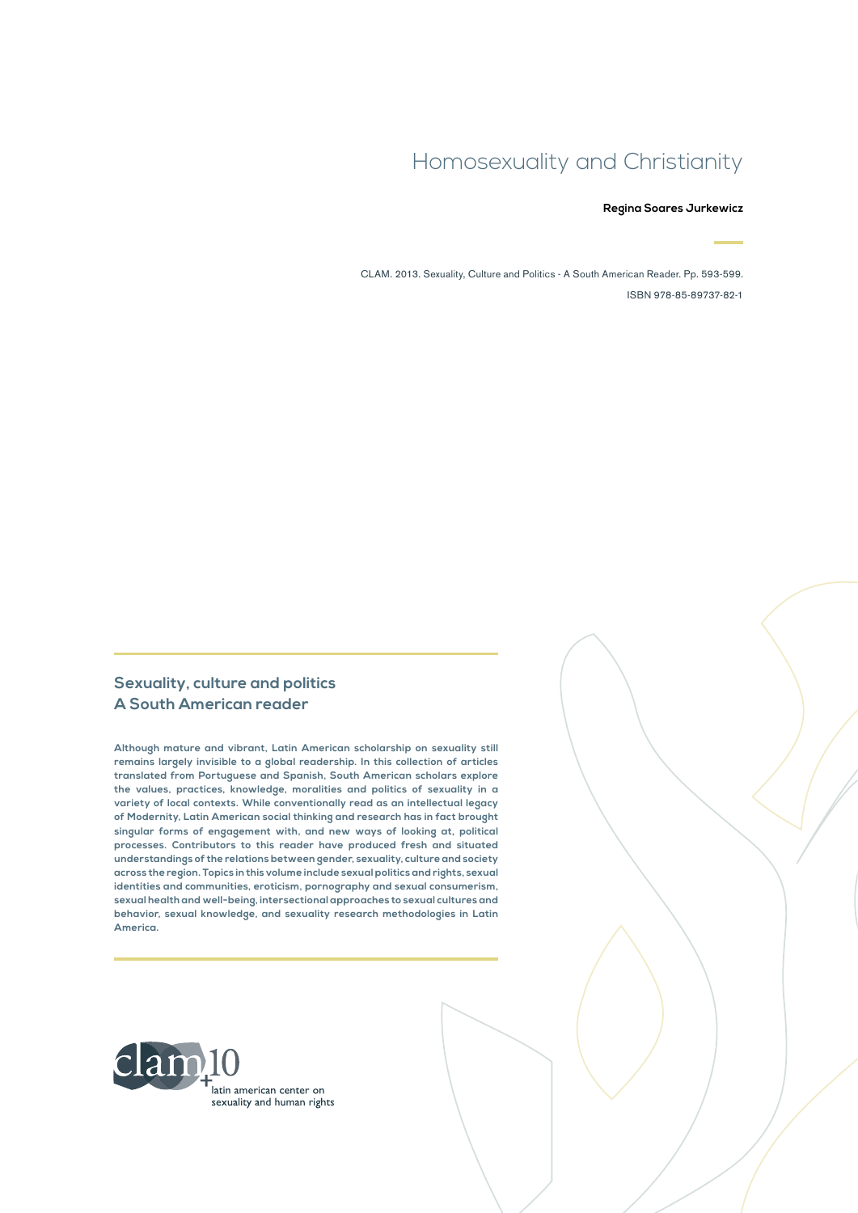# Homosexuality and Christianity

**Regina Soares Jurkewicz**

CLAM. 2013. Sexuality, Culture and Politics - A South American Reader. Pp. 593-599.

ISBN 978-85-89737-82-1

## Sexuality, culture and politics
## A South American reader

**Although mature and vibrant, Latin American scholarship on sexuality still remains largely invisible to a global readership. In this collection of articles translated from Portuguese and Spanish, South American scholars explore the values, practices, knowledge, moralities and politics of sexuality in a variety of local contexts. While conventionally read as an intellectual legacy of Modernity, Latin American social thinking and research has in fact brought singular forms of engagement with, and new ways of looking at, political processes. Contributors to this reader have produced fresh and situated understandings of the relations between gender, sexuality, culture and society across the region. Topics in this volume include sexual politics and rights, sexual identities and communities, eroticism, pornography and sexual consumerism, sexual health and well-being, intersectional approaches to sexual cultures and behavior, sexual knowledge, and sexuality research methodologies in Latin America.**

clam+10

latin american center on sexuality and human rights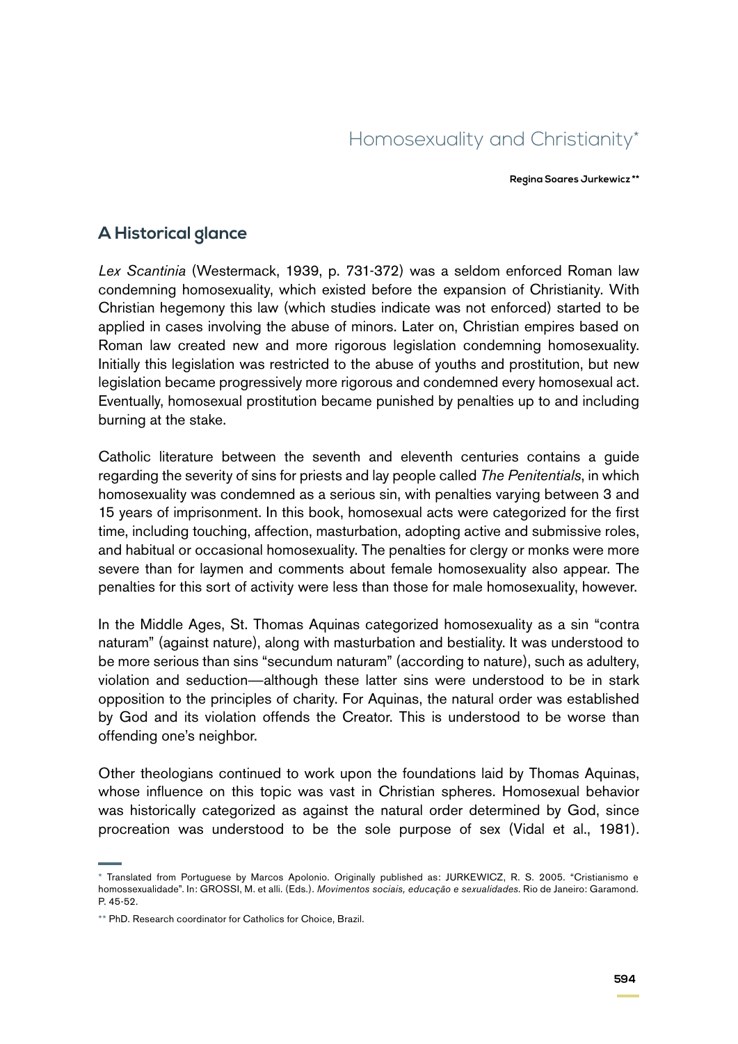# Homosexuality and Christianity*

**Regina Soares Jurkewicz \*\***

## A Historical glance

*Lex Scantinia* (Westermack, 1939, p. 731-372) was a seldom enforced Roman law condemning homosexuality, which existed before the expansion of Christianity. With Christian hegemony this law (which studies indicate was not enforced) started to be applied in cases involving the abuse of minors. Later on, Christian empires based on Roman law created new and more rigorous legislation condemning homosexuality. Initially this legislation was restricted to the abuse of youths and prostitution, but new legislation became progressively more rigorous and condemned every homosexual act. Eventually, homosexual prostitution became punished by penalties up to and including burning at the stake.

Catholic literature between the seventh and eleventh centuries contains a guide regarding the severity of sins for priests and lay people called *The Penitentials*, in which homosexuality was condemned as a serious sin, with penalties varying between 3 and 15 years of imprisonment. In this book, homosexual acts were categorized for the first time, including touching, affection, masturbation, adopting active and submissive roles, and habitual or occasional homosexuality. The penalties for clergy or monks were more severe than for laymen and comments about female homosexuality also appear. The penalties for this sort of activity were less than those for male homosexuality, however.

In the Middle Ages, St. Thomas Aquinas categorized homosexuality as a sin "contra naturam" (against nature), along with masturbation and bestiality. It was understood to be more serious than sins "secundum naturam" (according to nature), such as adultery, violation and seduction—although these latter sins were understood to be in stark opposition to the principles of charity. For Aquinas, the natural order was established by God and its violation offends the Creator. This is understood to be worse than offending one's neighbor.

Other theologians continued to work upon the foundations laid by Thomas Aquinas, whose influence on this topic was vast in Christian spheres. Homosexual behavior was historically categorized as against the natural order determined by God, since procreation was understood to be the sole purpose of sex (Vidal et al., 1981).

---

\* Translated from Portuguese by Marcos Apolonio. Originally published as: JURKEWICZ, R. S. 2005. "Cristianismo e homossexualidade". In: GROSSI, M. et alli. (Eds.). *Movimentos sociais, educação e sexualidades*. Rio de Janeiro: Garamond. P. 45-52.

\*\* PhD. Research coordinator for Catholics for Choice, Brazil.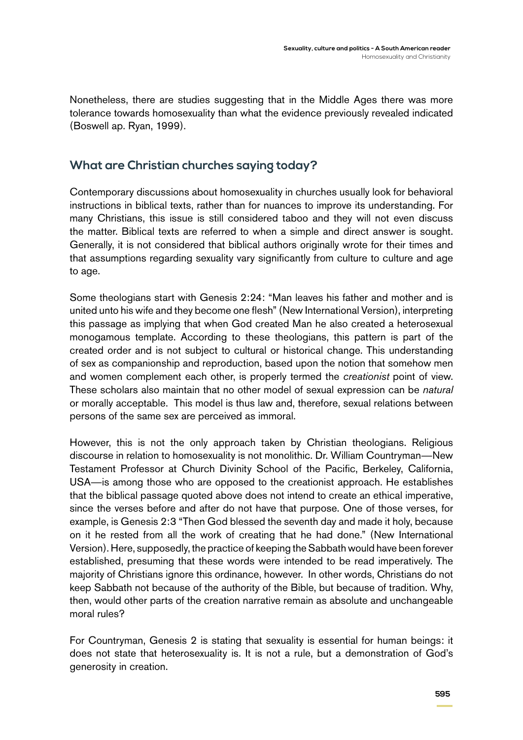Nonetheless, there are studies suggesting that in the Middle Ages there was more tolerance towards homosexuality than what the evidence previously revealed indicated (Boswell ap. Ryan, 1999).

## What are Christian churches saying today?

Contemporary discussions about homosexuality in churches usually look for behavioral instructions in biblical texts, rather than for nuances to improve its understanding. For many Christians, this issue is still considered taboo and they will not even discuss the matter. Biblical texts are referred to when a simple and direct answer is sought. Generally, it is not considered that biblical authors originally wrote for their times and that assumptions regarding sexuality vary significantly from culture to culture and age to age.

Some theologians start with Genesis 2:24: "Man leaves his father and mother and is united unto his wife and they become one flesh" (New International Version), interpreting this passage as implying that when God created Man he also created a heterosexual monogamous template. According to these theologians, this pattern is part of the created order and is not subject to cultural or historical change. This understanding of sex as companionship and reproduction, based upon the notion that somehow men and women complement each other, is properly termed the *creationist* point of view. These scholars also maintain that no other model of sexual expression can be *natural* or morally acceptable. This model is thus law and, therefore, sexual relations between persons of the same sex are perceived as immoral.

However, this is not the only approach taken by Christian theologians. Religious discourse in relation to homosexuality is not monolithic. Dr. William Countryman—New Testament Professor at Church Divinity School of the Pacific, Berkeley, California, USA—is among those who are opposed to the creationist approach. He establishes that the biblical passage quoted above does not intend to create an ethical imperative, since the verses before and after do not have that purpose. One of those verses, for example, is Genesis 2:3 "Then God blessed the seventh day and made it holy, because on it he rested from all the work of creating that he had done." (New International Version). Here, supposedly, the practice of keeping the Sabbath would have been forever established, presuming that these words were intended to be read imperatively. The majority of Christians ignore this ordinance, however. In other words, Christians do not keep Sabbath not because of the authority of the Bible, but because of tradition. Why, then, would other parts of the creation narrative remain as absolute and unchangeable moral rules?

For Countryman, Genesis 2 is stating that sexuality is essential for human beings: it does not state that heterosexuality is. It is not a rule, but a demonstration of God's generosity in creation.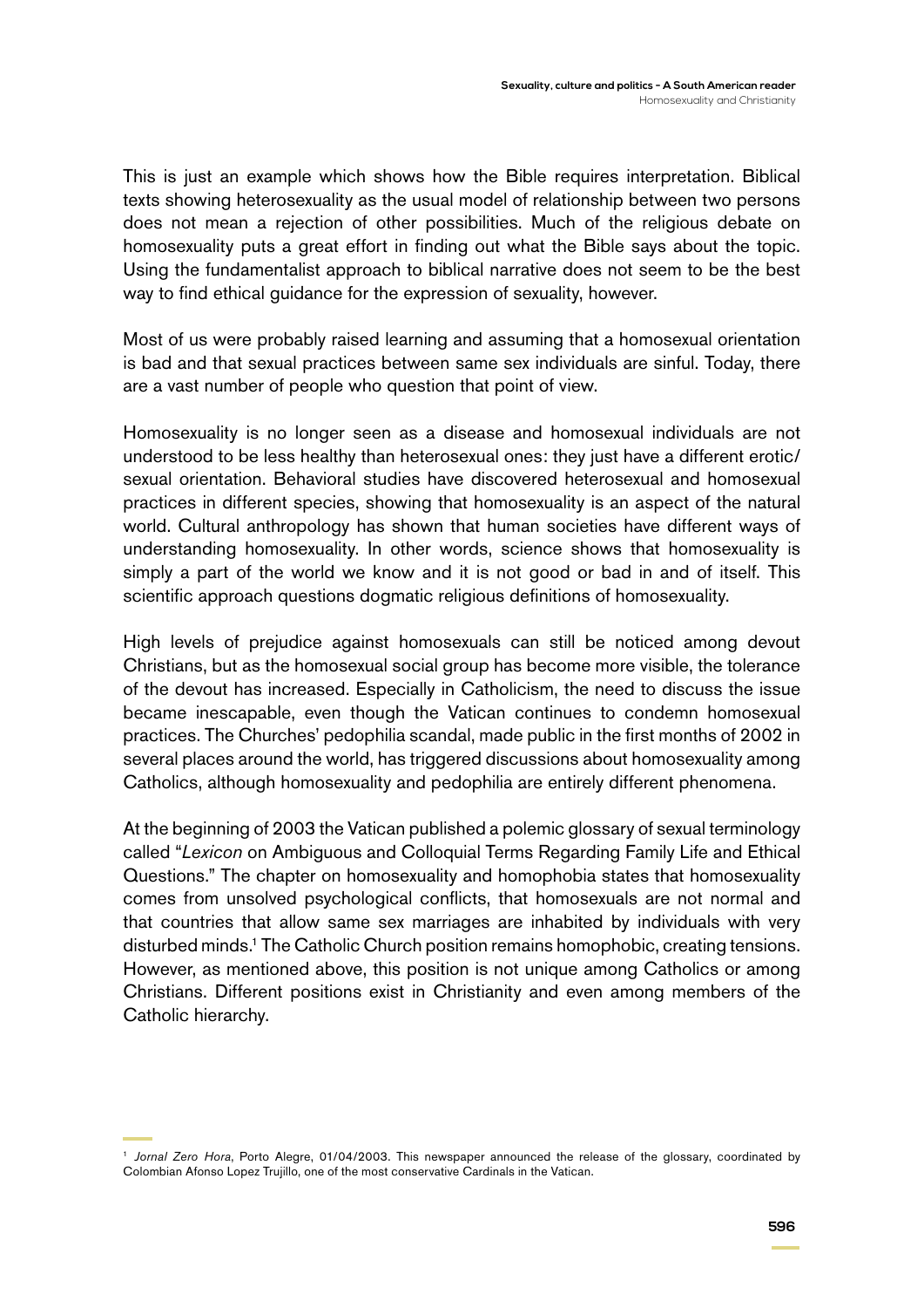This is just an example which shows how the Bible requires interpretation. Biblical texts showing heterosexuality as the usual model of relationship between two persons does not mean a rejection of other possibilities. Much of the religious debate on homosexuality puts a great effort in finding out what the Bible says about the topic. Using the fundamentalist approach to biblical narrative does not seem to be the best way to find ethical guidance for the expression of sexuality, however.

Most of us were probably raised learning and assuming that a homosexual orientation is bad and that sexual practices between same sex individuals are sinful. Today, there are a vast number of people who question that point of view.

Homosexuality is no longer seen as a disease and homosexual individuals are not understood to be less healthy than heterosexual ones: they just have a different erotic/sexual orientation. Behavioral studies have discovered heterosexual and homosexual practices in different species, showing that homosexuality is an aspect of the natural world. Cultural anthropology has shown that human societies have different ways of understanding homosexuality. In other words, science shows that homosexuality is simply a part of the world we know and it is not good or bad in and of itself. This scientific approach questions dogmatic religious definitions of homosexuality.

High levels of prejudice against homosexuals can still be noticed among devout Christians, but as the homosexual social group has become more visible, the tolerance of the devout has increased. Especially in Catholicism, the need to discuss the issue became inescapable, even though the Vatican continues to condemn homosexual practices. The Churches' pedophilia scandal, made public in the first months of 2002 in several places around the world, has triggered discussions about homosexuality among Catholics, although homosexuality and pedophilia are entirely different phenomena.

At the beginning of 2003 the Vatican published a polemic glossary of sexual terminology called "*Lexicon* on Ambiguous and Colloquial Terms Regarding Family Life and Ethical Questions." The chapter on homosexuality and homophobia states that homosexuality comes from unsolved psychological conflicts, that homosexuals are not normal and that countries that allow same sex marriages are inhabited by individuals with very disturbed minds.[1] The Catholic Church position remains homophobic, creating tensions. However, as mentioned above, this position is not unique among Catholics or among Christians. Different positions exist in Christianity and even among members of the Catholic hierarchy.

[1] *Jornal Zero Hora*, Porto Alegre, 01/04/2003. This newspaper announced the release of the glossary, coordinated by Colombian Afonso Lopez Trujillo, one of the most conservative Cardinals in the Vatican.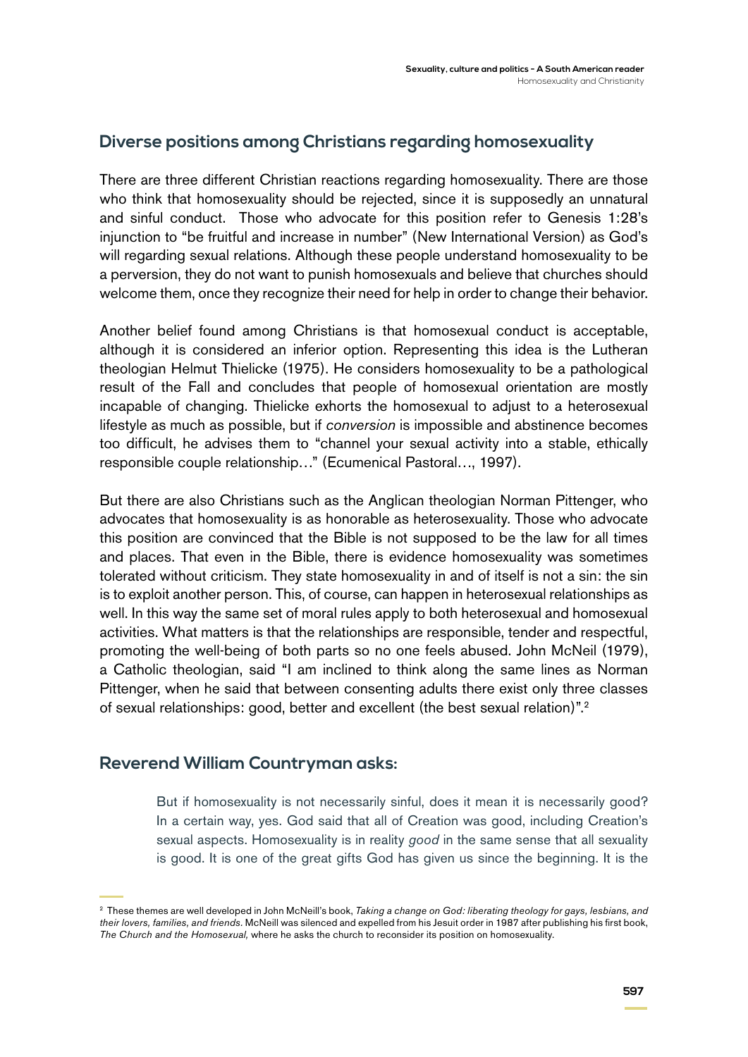## Diverse positions among Christians regarding homosexuality

There are three different Christian reactions regarding homosexuality. There are those who think that homosexuality should be rejected, since it is supposedly an unnatural and sinful conduct. Those who advocate for this position refer to Genesis 1:28's injunction to "be fruitful and increase in number" (New International Version) as God's will regarding sexual relations. Although these people understand homosexuality to be a perversion, they do not want to punish homosexuals and believe that churches should welcome them, once they recognize their need for help in order to change their behavior.

Another belief found among Christians is that homosexual conduct is acceptable, although it is considered an inferior option. Representing this idea is the Lutheran theologian Helmut Thielicke (1975). He considers homosexuality to be a pathological result of the Fall and concludes that people of homosexual orientation are mostly incapable of changing. Thielicke exhorts the homosexual to adjust to a heterosexual lifestyle as much as possible, but if *conversion* is impossible and abstinence becomes too difficult, he advises them to "channel your sexual activity into a stable, ethically responsible couple relationship…" (Ecumenical Pastoral…, 1997).

But there are also Christians such as the Anglican theologian Norman Pittenger, who advocates that homosexuality is as honorable as heterosexuality. Those who advocate this position are convinced that the Bible is not supposed to be the law for all times and places. That even in the Bible, there is evidence homosexuality was sometimes tolerated without criticism. They state homosexuality in and of itself is not a sin: the sin is to exploit another person. This, of course, can happen in heterosexual relationships as well. In this way the same set of moral rules apply to both heterosexual and homosexual activities. What matters is that the relationships are responsible, tender and respectful, promoting the well-being of both parts so no one feels abused. John McNeil (1979), a Catholic theologian, said "I am inclined to think along the same lines as Norman Pittenger, when he said that between consenting adults there exist only three classes of sexual relationships: good, better and excellent (the best sexual relation)".[2]

## Reverend William Countryman asks:

> But if homosexuality is not necessarily sinful, does it mean it is necessarily good? In a certain way, yes. God said that all of Creation was good, including Creation's sexual aspects. Homosexuality is in reality *good* in the same sense that all sexuality is good. It is one of the great gifts God has given us since the beginning. It is the

[2] These themes are well developed in John McNeill's book, *Taking a change on God: liberating theology for gays, lesbians, and their lovers, families, and friends.* McNeill was silenced and expelled from his Jesuit order in 1987 after publishing his first book, *The Church and the Homosexual,* where he asks the church to reconsider its position on homosexuality.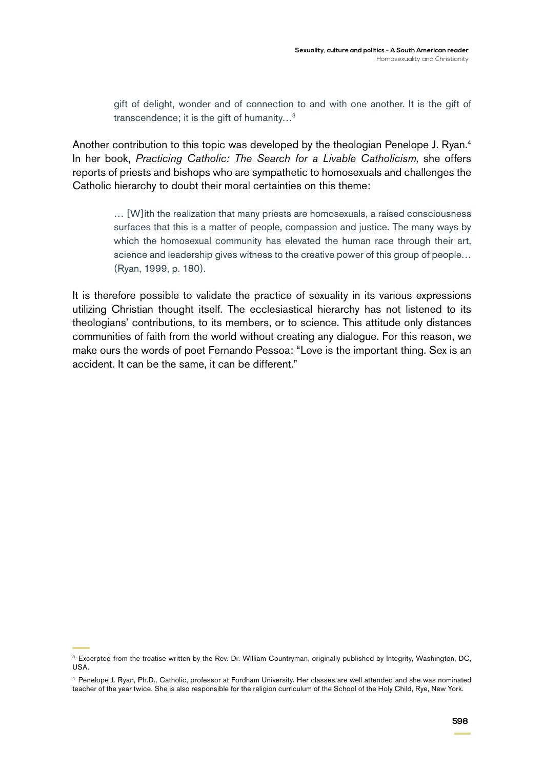> gift of delight, wonder and of connection to and with one another. It is the gift of transcendence; it is the gift of humanity…[3]

Another contribution to this topic was developed by the theologian Penelope J. Ryan.[4] In her book, *Practicing Catholic: The Search for a Livable Catholicism,* she offers reports of priests and bishops who are sympathetic to homosexuals and challenges the Catholic hierarchy to doubt their moral certainties on this theme:

> … [W]ith the realization that many priests are homosexuals, a raised consciousness surfaces that this is a matter of people, compassion and justice. The many ways by which the homosexual community has elevated the human race through their art, science and leadership gives witness to the creative power of this group of people… (Ryan, 1999, p. 180).

It is therefore possible to validate the practice of sexuality in its various expressions utilizing Christian thought itself. The ecclesiastical hierarchy has not listened to its theologians' contributions, to its members, or to science. This attitude only distances communities of faith from the world without creating any dialogue. For this reason, we make ours the words of poet Fernando Pessoa: "Love is the important thing. Sex is an accident. It can be the same, it can be different."

---

[3] Excerpted from the treatise written by the Rev. Dr. William Countryman, originally published by Integrity, Washington, DC, USA.

[4] Penelope J. Ryan, Ph.D., Catholic, professor at Fordham University. Her classes are well attended and she was nominated teacher of the year twice. She is also responsible for the religion curriculum of the School of the Holy Child, Rye, New York.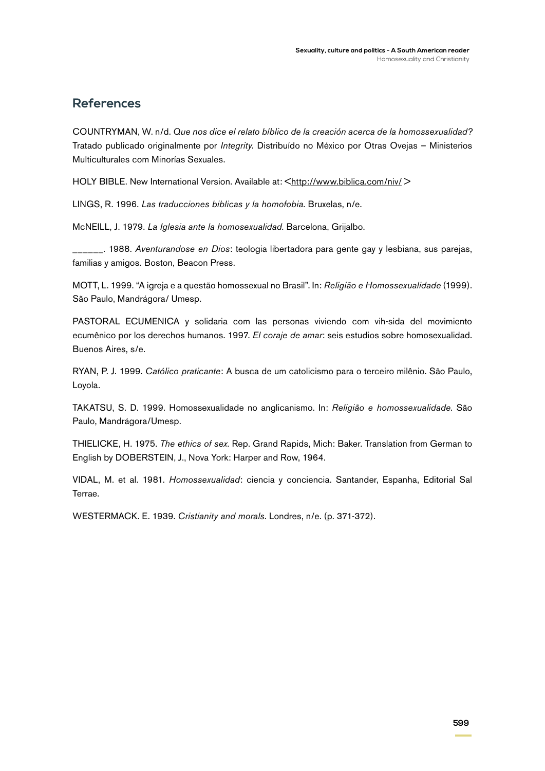## References

COUNTRYMAN, W. n/d. *Que nos dice el relato bíblico de la creación acerca de la homossexualidad?* Tratado publicado originalmente por *Integrity*. Distribuído no México por Otras Ovejas – Ministerios Multiculturales com Minorías Sexuales.

HOLY BIBLE. New International Version. Available at: <http://www.biblica.com/niv/ >

LINGS, R. 1996. *Las traducciones biblicas y la homofobia*. Bruxelas, n/e.

McNEILL, J. 1979. *La Iglesia ante la homosexualidad*. Barcelona, Grijalbo.

______. 1988. *Aventurandose en Dios*: teologia libertadora para gente gay y lesbiana, sus parejas, familias y amigos. Boston, Beacon Press.

MOTT, L. 1999. "A igreja e a questão homossexual no Brasil". In: *Religião e Homossexualidade* (1999). São Paulo, Mandrágora/ Umesp.

PASTORAL ECUMENICA y solidaria com las personas viviendo com vih-sida del movimiento ecumênico por los derechos humanos. 1997. *El coraje de amar*: seis estudios sobre homosexualidad. Buenos Aires, s/e.

RYAN, P. J. 1999. *Católico praticante*: A busca de um catolicismo para o terceiro milênio. São Paulo, Loyola.

TAKATSU, S. D. 1999. Homossexualidade no anglicanismo. In: *Religião e homossexualidade*. São Paulo, Mandrágora/Umesp.

THIELICKE, H. 1975. *The ethics of sex*. Rep. Grand Rapids, Mich: Baker. Translation from German to English by DOBERSTEIN, J., Nova York: Harper and Row, 1964.

VIDAL, M. et al. 1981. *Homossexualidad*: ciencia y conciencia. Santander, Espanha, Editorial Sal Terrae.

WESTERMACK. E. 1939. *Cristianity and morals*. Londres, n/e. (p. 371-372).